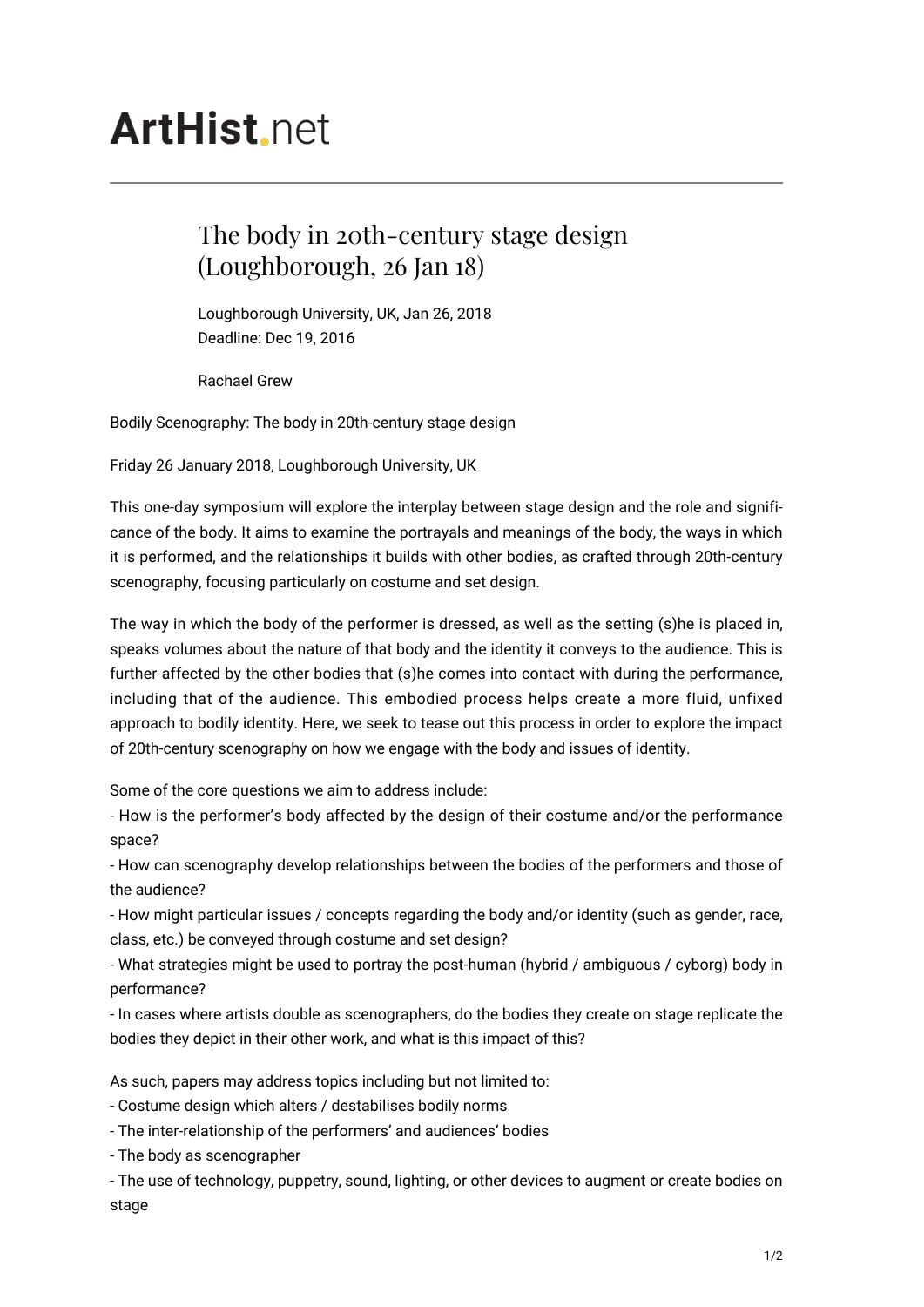# ArtHist.net

## The body in 20th-century stage design (Loughborough, 26 Jan 18)

Loughborough University, UK, Jan 26, 2018
Deadline: Dec 19, 2016

Rachael Grew

Bodily Scenography: The body in 20th-century stage design

Friday 26 January 2018, Loughborough University, UK

This one-day symposium will explore the interplay between stage design and the role and significance of the body. It aims to examine the portrayals and meanings of the body, the ways in which it is performed, and the relationships it builds with other bodies, as crafted through 20th-century scenography, focusing particularly on costume and set design.

The way in which the body of the performer is dressed, as well as the setting (s)he is placed in, speaks volumes about the nature of that body and the identity it conveys to the audience. This is further affected by the other bodies that (s)he comes into contact with during the performance, including that of the audience. This embodied process helps create a more fluid, unfixed approach to bodily identity. Here, we seek to tease out this process in order to explore the impact of 20th-century scenography on how we engage with the body and issues of identity.

Some of the core questions we aim to address include:
- How is the performer's body affected by the design of their costume and/or the performance space?
- How can scenography develop relationships between the bodies of the performers and those of the audience?
- How might particular issues / concepts regarding the body and/or identity (such as gender, race, class, etc.) be conveyed through costume and set design?
- What strategies might be used to portray the post-human (hybrid / ambiguous / cyborg) body in performance?
- In cases where artists double as scenographers, do the bodies they create on stage replicate the bodies they depict in their other work, and what is this impact of this?

As such, papers may address topics including but not limited to:
- Costume design which alters / destabilises bodily norms
- The inter-relationship of the performers' and audiences' bodies
- The body as scenographer
- The use of technology, puppetry, sound, lighting, or other devices to augment or create bodies on stage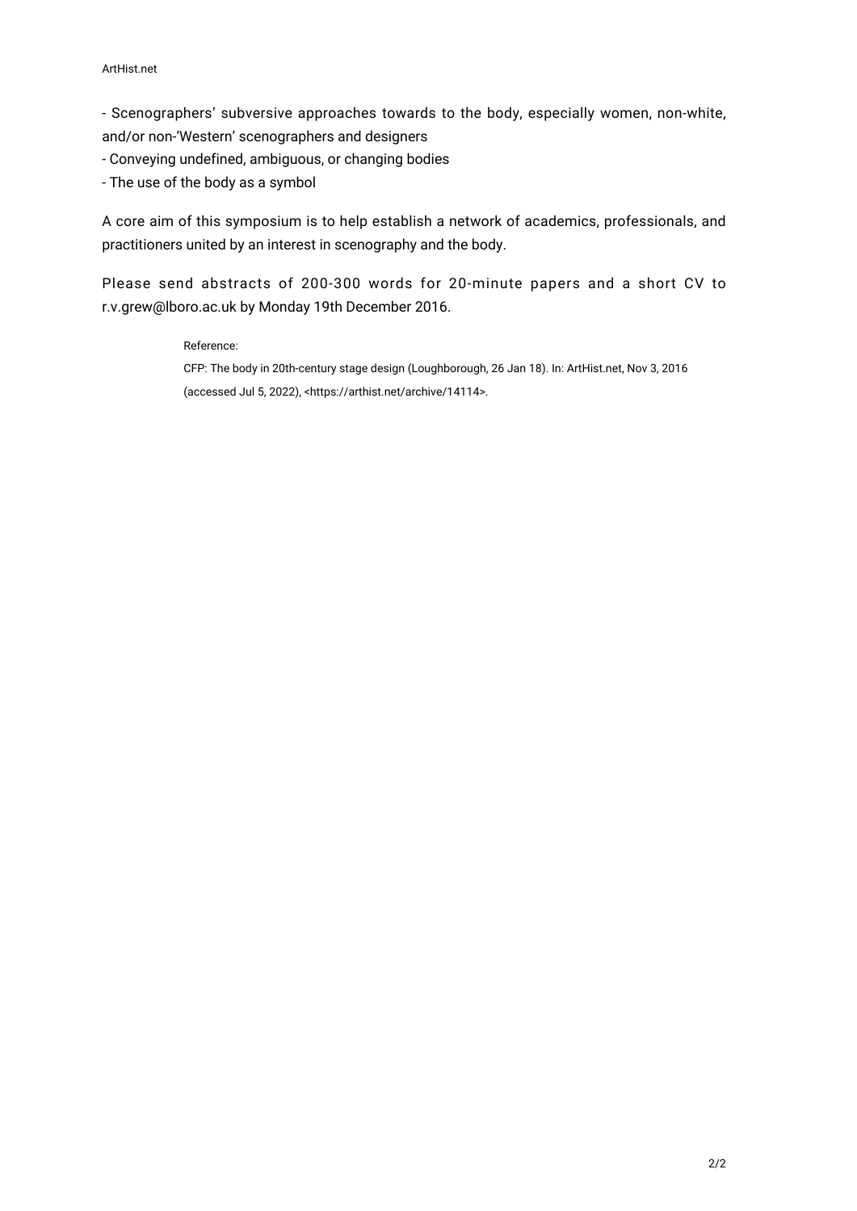- Scenographers' subversive approaches towards to the body, especially women, non-white, and/or non-'Western' scenographers and designers
- Conveying undefined, ambiguous, or changing bodies
- The use of the body as a symbol

A core aim of this symposium is to help establish a network of academics, professionals, and practitioners united by an interest in scenography and the body.

Please send abstracts of 200-300 words for 20-minute papers and a short CV to r.v.grew@lboro.ac.uk by Monday 19th December 2016.

Reference:

CFP: The body in 20th-century stage design (Loughborough, 26 Jan 18). In: ArtHist.net, Nov 3, 2016 (accessed Jul 5, 2022), <https://arthist.net/archive/14114>.